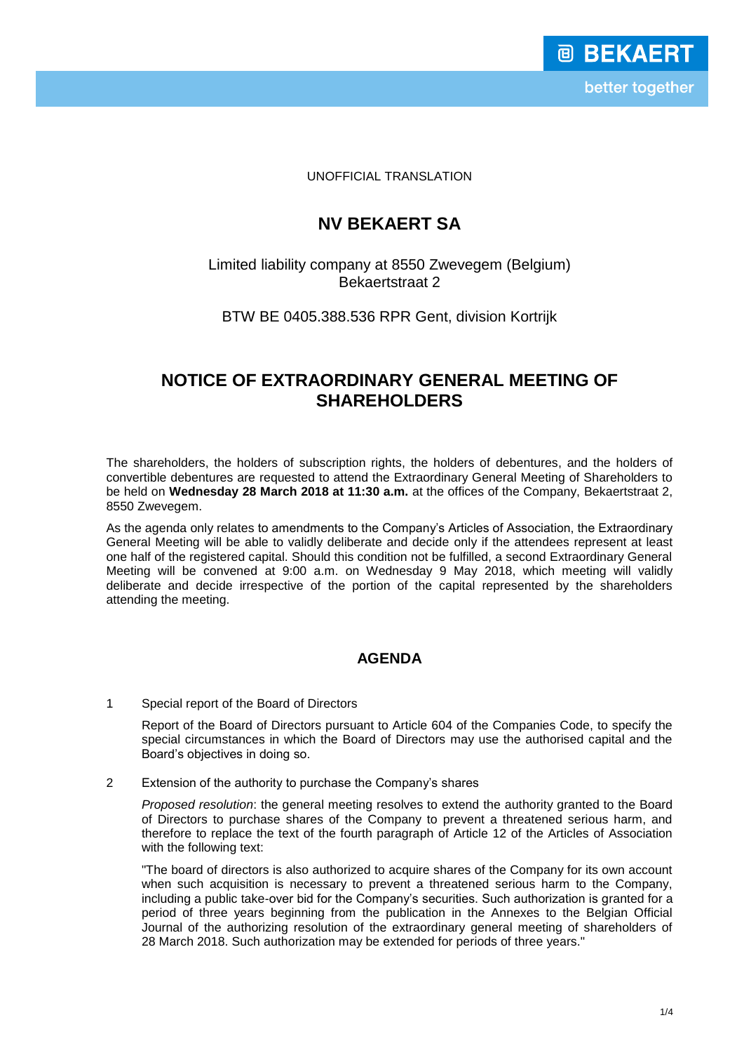UNOFFICIAL TRANSLATION

# NV BEKAERT SA

Limited liability company at 8550 Zwevegem (Belgium)
Bekaertstraat 2

BTW BE 0405.388.536 RPR Gent, division Kortrijk

# NOTICE OF EXTRAORDINARY GENERAL MEETING OF SHAREHOLDERS

The shareholders, the holders of subscription rights, the holders of debentures, and the holders of convertible debentures are requested to attend the Extraordinary General Meeting of Shareholders to be held on **Wednesday 28 March 2018 at 11:30 a.m.** at the offices of the Company, Bekaertstraat 2, 8550 Zwevegem.

As the agenda only relates to amendments to the Company's Articles of Association, the Extraordinary General Meeting will be able to validly deliberate and decide only if the attendees represent at least one half of the registered capital. Should this condition not be fulfilled, a second Extraordinary General Meeting will be convened at 9:00 a.m. on Wednesday 9 May 2018, which meeting will validly deliberate and decide irrespective of the portion of the capital represented by the shareholders attending the meeting.

## AGENDA

1 Special report of the Board of Directors

Report of the Board of Directors pursuant to Article 604 of the Companies Code, to specify the special circumstances in which the Board of Directors may use the authorised capital and the Board's objectives in doing so.

2 Extension of the authority to purchase the Company's shares

*Proposed resolution*: the general meeting resolves to extend the authority granted to the Board of Directors to purchase shares of the Company to prevent a threatened serious harm, and therefore to replace the text of the fourth paragraph of Article 12 of the Articles of Association with the following text:

"The board of directors is also authorized to acquire shares of the Company for its own account when such acquisition is necessary to prevent a threatened serious harm to the Company, including a public take-over bid for the Company's securities. Such authorization is granted for a period of three years beginning from the publication in the Annexes to the Belgian Official Journal of the authorizing resolution of the extraordinary general meeting of shareholders of 28 March 2018. Such authorization may be extended for periods of three years."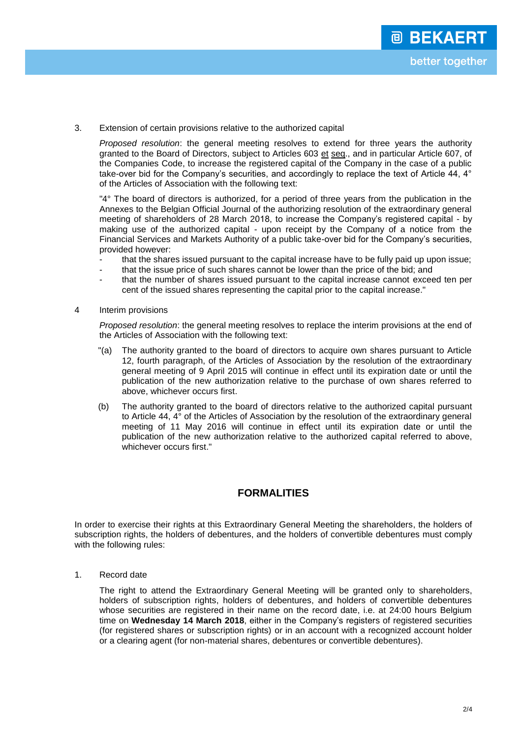3. Extension of certain provisions relative to the authorized capital

   *Proposed resolution*: the general meeting resolves to extend for three years the authority granted to the Board of Directors, subject to Articles 603 et seq., and in particular Article 607, of the Companies Code, to increase the registered capital of the Company in the case of a public take-over bid for the Company's securities, and accordingly to replace the text of Article 44, 4° of the Articles of Association with the following text:

   "4° The board of directors is authorized, for a period of three years from the publication in the Annexes to the Belgian Official Journal of the authorizing resolution of the extraordinary general meeting of shareholders of 28 March 2018, to increase the Company's registered capital - by making use of the authorized capital - upon receipt by the Company of a notice from the Financial Services and Markets Authority of a public take-over bid for the Company's securities, provided however:

   - that the shares issued pursuant to the capital increase have to be fully paid up upon issue;
   - that the issue price of such shares cannot be lower than the price of the bid; and
   - that the number of shares issued pursuant to the capital increase cannot exceed ten per cent of the issued shares representing the capital prior to the capital increase."

4 Interim provisions

   *Proposed resolution*: the general meeting resolves to replace the interim provisions at the end of the Articles of Association with the following text:

   "(a) The authority granted to the board of directors to acquire own shares pursuant to Article 12, fourth paragraph, of the Articles of Association by the resolution of the extraordinary general meeting of 9 April 2015 will continue in effect until its expiration date or until the publication of the new authorization relative to the purchase of own shares referred to above, whichever occurs first.

   (b) The authority granted to the board of directors relative to the authorized capital pursuant to Article 44, 4° of the Articles of Association by the resolution of the extraordinary general meeting of 11 May 2016 will continue in effect until its expiration date or until the publication of the new authorization relative to the authorized capital referred to above, whichever occurs first."

## FORMALITIES

In order to exercise their rights at this Extraordinary General Meeting the shareholders, the holders of subscription rights, the holders of debentures, and the holders of convertible debentures must comply with the following rules:

1. Record date

   The right to attend the Extraordinary General Meeting will be granted only to shareholders, holders of subscription rights, holders of debentures, and holders of convertible debentures whose securities are registered in their name on the record date, i.e. at 24:00 hours Belgium time on **Wednesday 14 March 2018**, either in the Company's registers of registered securities (for registered shares or subscription rights) or in an account with a recognized account holder or a clearing agent (for non-material shares, debentures or convertible debentures).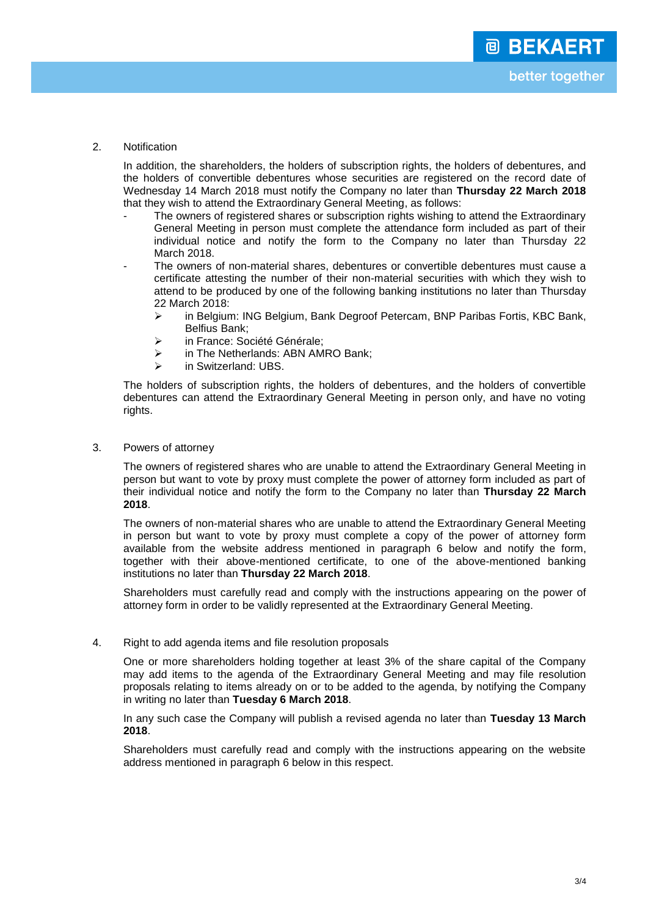2. Notification

In addition, the shareholders, the holders of subscription rights, the holders of debentures, and the holders of convertible debentures whose securities are registered on the record date of Wednesday 14 March 2018 must notify the Company no later than **Thursday 22 March 2018** that they wish to attend the Extraordinary General Meeting, as follows:

- The owners of registered shares or subscription rights wishing to attend the Extraordinary General Meeting in person must complete the attendance form included as part of their individual notice and notify the form to the Company no later than Thursday 22 March 2018.
- The owners of non-material shares, debentures or convertible debentures must cause a certificate attesting the number of their non-material securities with which they wish to attend to be produced by one of the following banking institutions no later than Thursday 22 March 2018:
  - in Belgium: ING Belgium, Bank Degroof Petercam, BNP Paribas Fortis, KBC Bank, Belfius Bank;
  - in France: Société Générale;
  - in The Netherlands: ABN AMRO Bank;
  - in Switzerland: UBS.

The holders of subscription rights, the holders of debentures, and the holders of convertible debentures can attend the Extraordinary General Meeting in person only, and have no voting rights.

3. Powers of attorney

The owners of registered shares who are unable to attend the Extraordinary General Meeting in person but want to vote by proxy must complete the power of attorney form included as part of their individual notice and notify the form to the Company no later than **Thursday 22 March 2018**.

The owners of non-material shares who are unable to attend the Extraordinary General Meeting in person but want to vote by proxy must complete a copy of the power of attorney form available from the website address mentioned in paragraph 6 below and notify the form, together with their above-mentioned certificate, to one of the above-mentioned banking institutions no later than **Thursday 22 March 2018**.

Shareholders must carefully read and comply with the instructions appearing on the power of attorney form in order to be validly represented at the Extraordinary General Meeting.

4. Right to add agenda items and file resolution proposals

One or more shareholders holding together at least 3% of the share capital of the Company may add items to the agenda of the Extraordinary General Meeting and may file resolution proposals relating to items already on or to be added to the agenda, by notifying the Company in writing no later than **Tuesday 6 March 2018**.

In any such case the Company will publish a revised agenda no later than **Tuesday 13 March 2018**.

Shareholders must carefully read and comply with the instructions appearing on the website address mentioned in paragraph 6 below in this respect.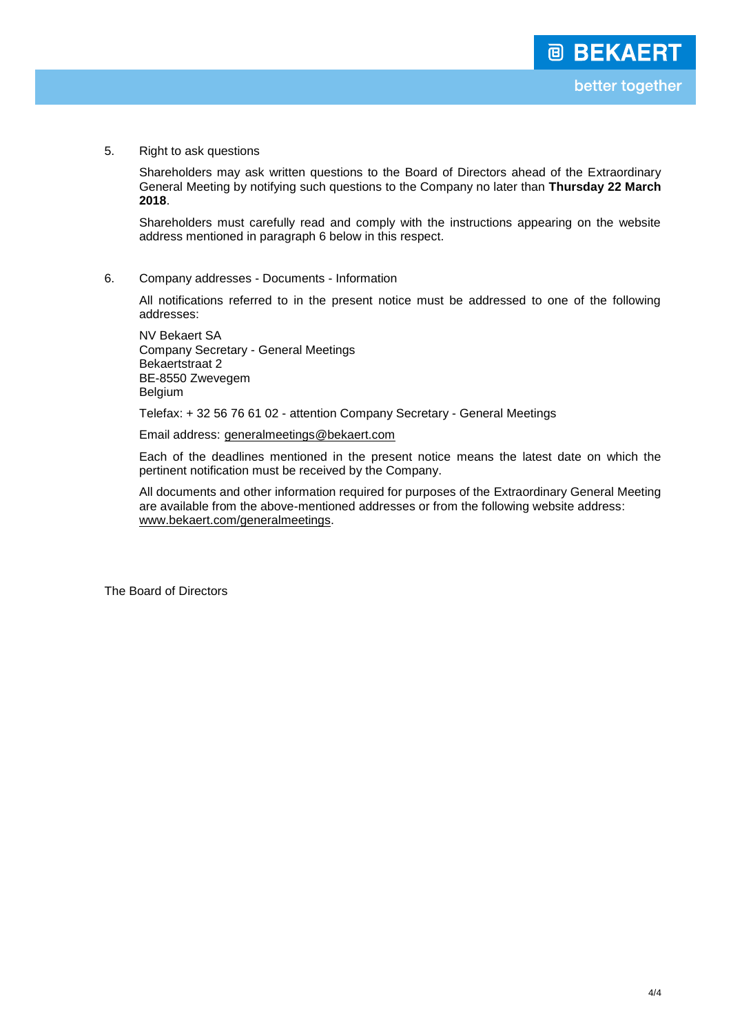5. Right to ask questions

   Shareholders may ask written questions to the Board of Directors ahead of the Extraordinary General Meeting by notifying such questions to the Company no later than **Thursday 22 March 2018**.

   Shareholders must carefully read and comply with the instructions appearing on the website address mentioned in paragraph 6 below in this respect.

6. Company addresses - Documents - Information

   All notifications referred to in the present notice must be addressed to one of the following addresses:

   NV Bekaert SA
   Company Secretary - General Meetings
   Bekaertstraat 2
   BE-8550 Zwevegem
   Belgium

   Telefax: + 32 56 76 61 02 - attention Company Secretary - General Meetings

   Email address: generalmeetings@bekaert.com

   Each of the deadlines mentioned in the present notice means the latest date on which the pertinent notification must be received by the Company.

   All documents and other information required for purposes of the Extraordinary General Meeting are available from the above-mentioned addresses or from the following website address: www.bekaert.com/generalmeetings.

The Board of Directors